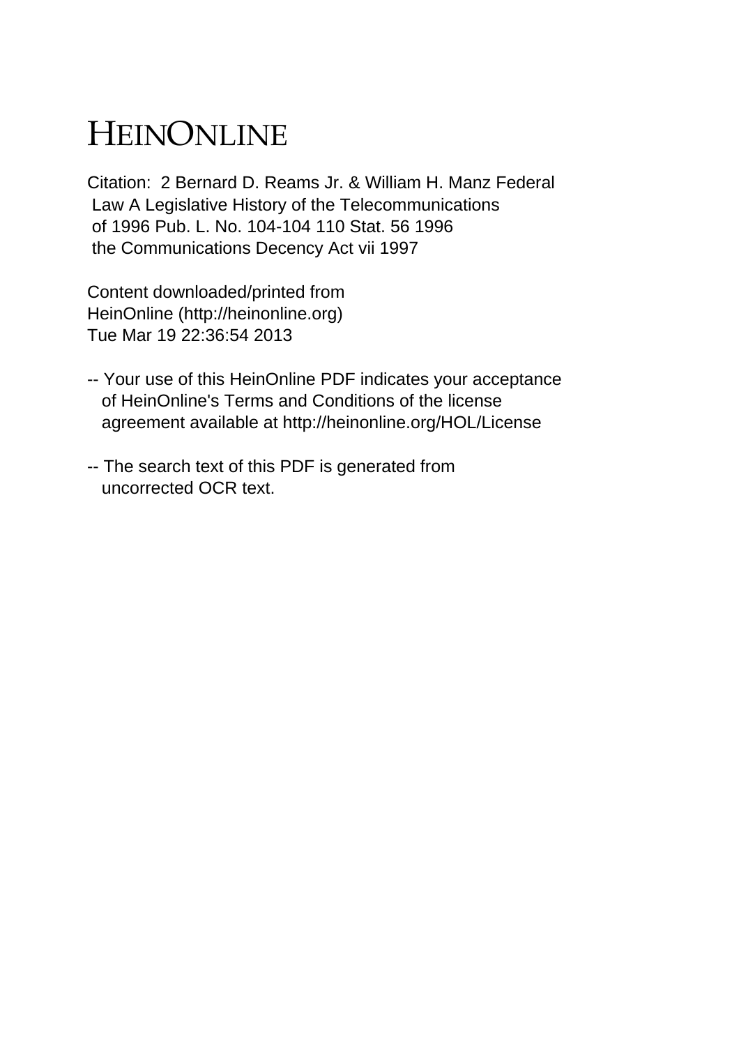# HEINONLINE

Citation: 2 Bernard D. Reams Jr. & William H. Manz Federal Law A Legislative History of the Telecommunications of 1996 Pub. L. No. 104-104 110 Stat. 56 1996 the Communications Decency Act vii 1997

Content downloaded/printed from HeinOnline (http://heinonline.org)
Tue Mar 19 22:36:54 2013

-- Your use of this HeinOnline PDF indicates your acceptance of HeinOnline's Terms and Conditions of the license agreement available at http://heinonline.org/HOL/License

-- The search text of this PDF is generated from uncorrected OCR text.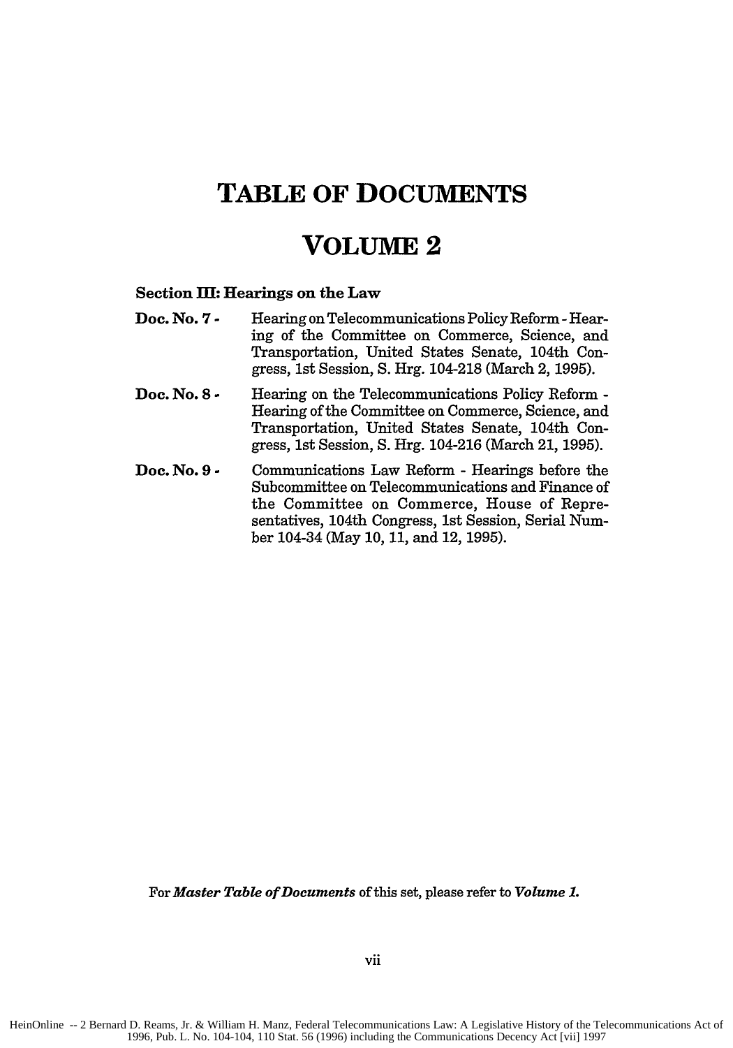# TABLE OF DOCUMENTS

# VOLUME 2

**Section III: Hearings on the Law**

**Doc. No. 7 -** Hearing on Telecommunications Policy Reform - Hearing of the Committee on Commerce, Science, and Transportation, United States Senate, 104th Congress, 1st Session, S. Hrg. 104-218 (March 2, 1995).

**Doc. No. 8 -** Hearing on the Telecommunications Policy Reform - Hearing of the Committee on Commerce, Science, and Transportation, United States Senate, 104th Congress, 1st Session, S. Hrg. 104-216 (March 21, 1995).

**Doc. No. 9 -** Communications Law Reform - Hearings before the Subcommittee on Telecommunications and Finance of the Committee on Commerce, House of Representatives, 104th Congress, 1st Session, Serial Number 104-34 (May 10, 11, and 12, 1995).

For ***Master Table of Documents*** of this set, please refer to ***Volume 1.***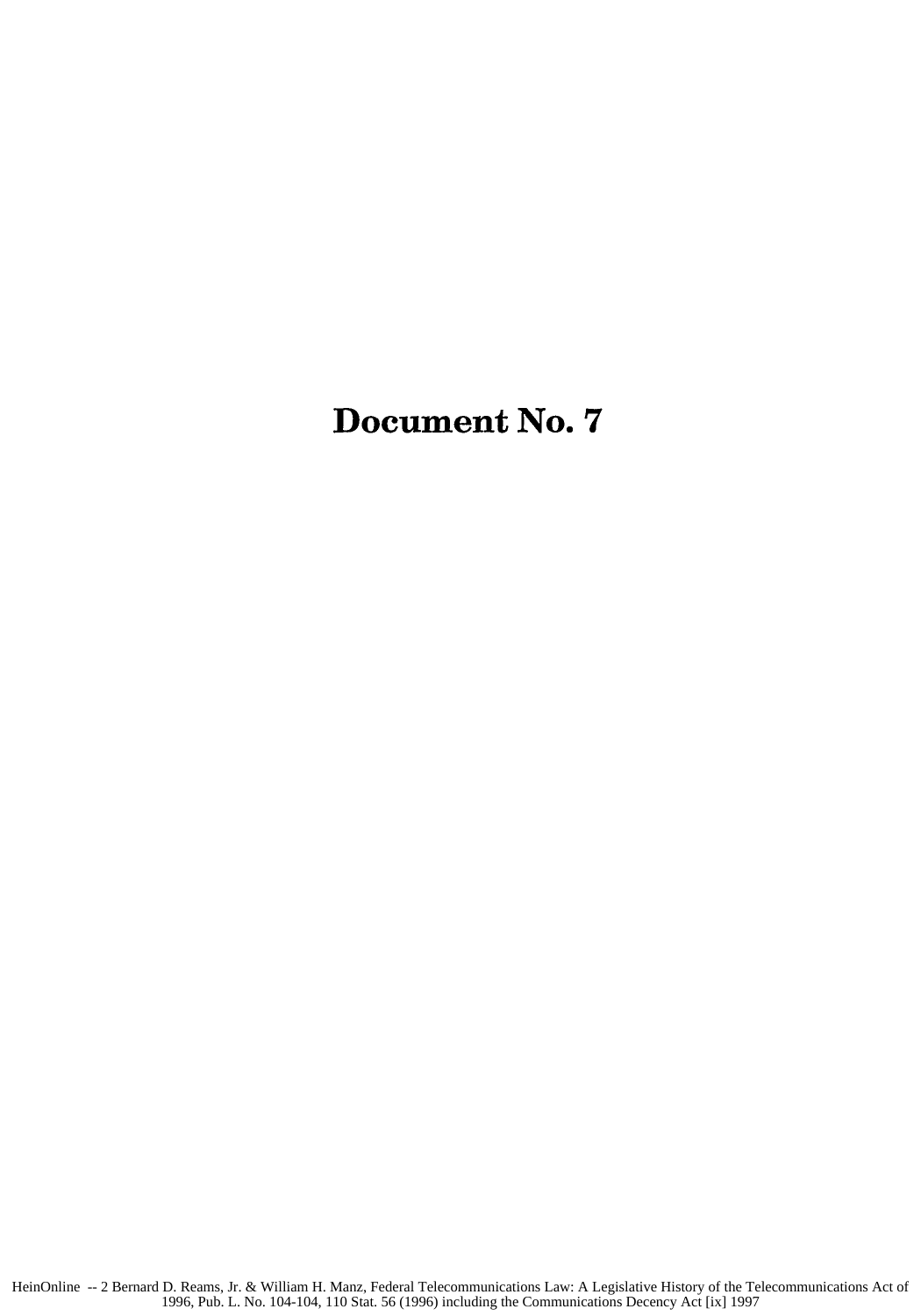# Document No. 7